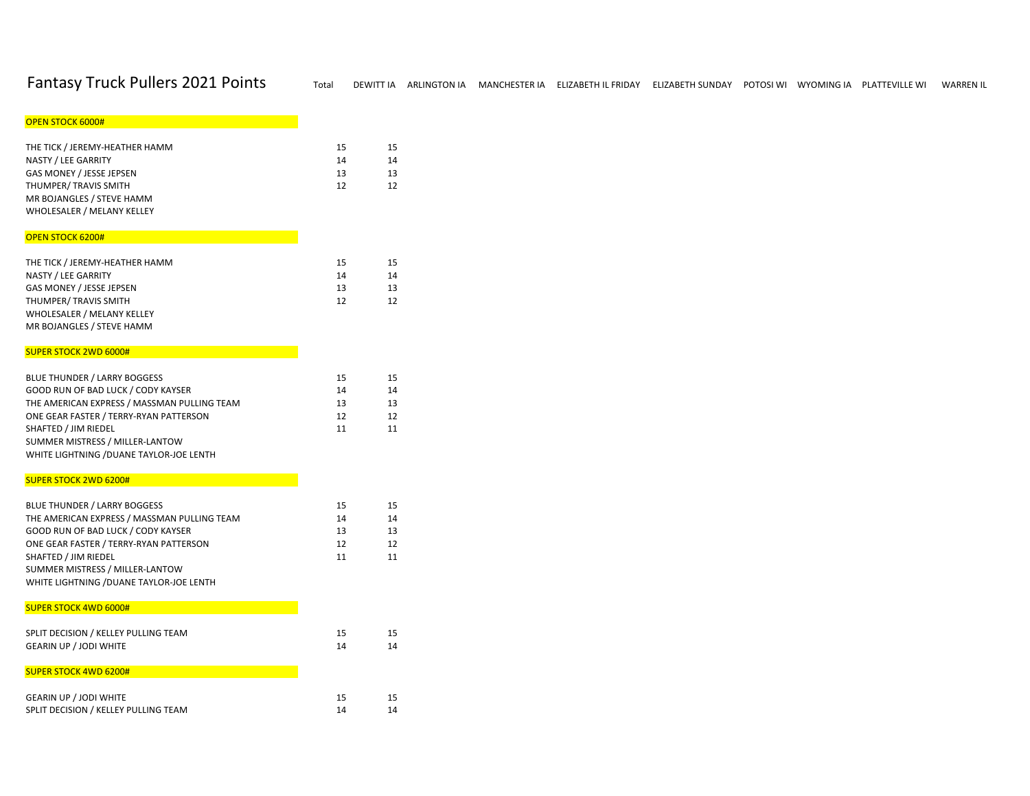# Fantasy Truck Pullers 2021 Points

| | Total | DEWITT IA | ARLINGTON IA | MANCHESTER IA | ELIZABETH IL FRIDAY | ELIZABETH SUNDAY | POTOSI WI | WYOMING IA | PLATTEVILLE WI | WARREN IL |
|---|---|---|---|---|---|---|---|---|---|---|
| **OPEN STOCK 6000#** | | | | | | | | | | |
| THE TICK / JEREMY-HEATHER HAMM | 15 | 15 | | | | | | | | |
| NASTY / LEE GARRITY | 14 | 14 | | | | | | | | |
| GAS MONEY / JESSE JEPSEN | 13 | 13 | | | | | | | | |
| THUMPER/ TRAVIS SMITH | 12 | 12 | | | | | | | | |
| MR BOJANGLES / STEVE HAMM | | | | | | | | | | |
| WHOLESALER / MELANY KELLEY | | | | | | | | | | |
| **OPEN STOCK 6200#** | | | | | | | | | | |
| THE TICK / JEREMY-HEATHER HAMM | 15 | 15 | | | | | | | | |
| NASTY / LEE GARRITY | 14 | 14 | | | | | | | | |
| GAS MONEY / JESSE JEPSEN | 13 | 13 | | | | | | | | |
| THUMPER/ TRAVIS SMITH | 12 | 12 | | | | | | | | |
| WHOLESALER / MELANY KELLEY | | | | | | | | | | |
| MR BOJANGLES / STEVE HAMM | | | | | | | | | | |
| **SUPER STOCK 2WD 6000#** | | | | | | | | | | |
| BLUE THUNDER / LARRY BOGGESS | 15 | 15 | | | | | | | | |
| GOOD RUN OF BAD LUCK / CODY KAYSER | 14 | 14 | | | | | | | | |
| THE AMERICAN EXPRESS / MASSMAN PULLING TEAM | 13 | 13 | | | | | | | | |
| ONE GEAR FASTER / TERRY-RYAN PATTERSON | 12 | 12 | | | | | | | | |
| SHAFTED / JIM RIEDEL | 11 | 11 | | | | | | | | |
| SUMMER MISTRESS / MILLER-LANTOW | | | | | | | | | | |
| WHITE LIGHTNING /DUANE TAYLOR-JOE LENTH | | | | | | | | | | |
| **SUPER STOCK 2WD 6200#** | | | | | | | | | | |
| BLUE THUNDER / LARRY BOGGESS | 15 | 15 | | | | | | | | |
| THE AMERICAN EXPRESS / MASSMAN PULLING TEAM | 14 | 14 | | | | | | | | |
| GOOD RUN OF BAD LUCK / CODY KAYSER | 13 | 13 | | | | | | | | |
| ONE GEAR FASTER / TERRY-RYAN PATTERSON | 12 | 12 | | | | | | | | |
| SHAFTED / JIM RIEDEL | 11 | 11 | | | | | | | | |
| SUMMER MISTRESS / MILLER-LANTOW | | | | | | | | | | |
| WHITE LIGHTNING /DUANE TAYLOR-JOE LENTH | | | | | | | | | | |
| **SUPER STOCK 4WD 6000#** | | | | | | | | | | |
| SPLIT DECISION / KELLEY PULLING TEAM | 15 | 15 | | | | | | | | |
| GEARIN UP / JODI WHITE | 14 | 14 | | | | | | | | |
| **SUPER STOCK 4WD 6200#** | | | | | | | | | | |
| GEARIN UP / JODI WHITE | 15 | 15 | | | | | | | | |
| SPLIT DECISION / KELLEY PULLING TEAM | 14 | 14 | | | | | | | | |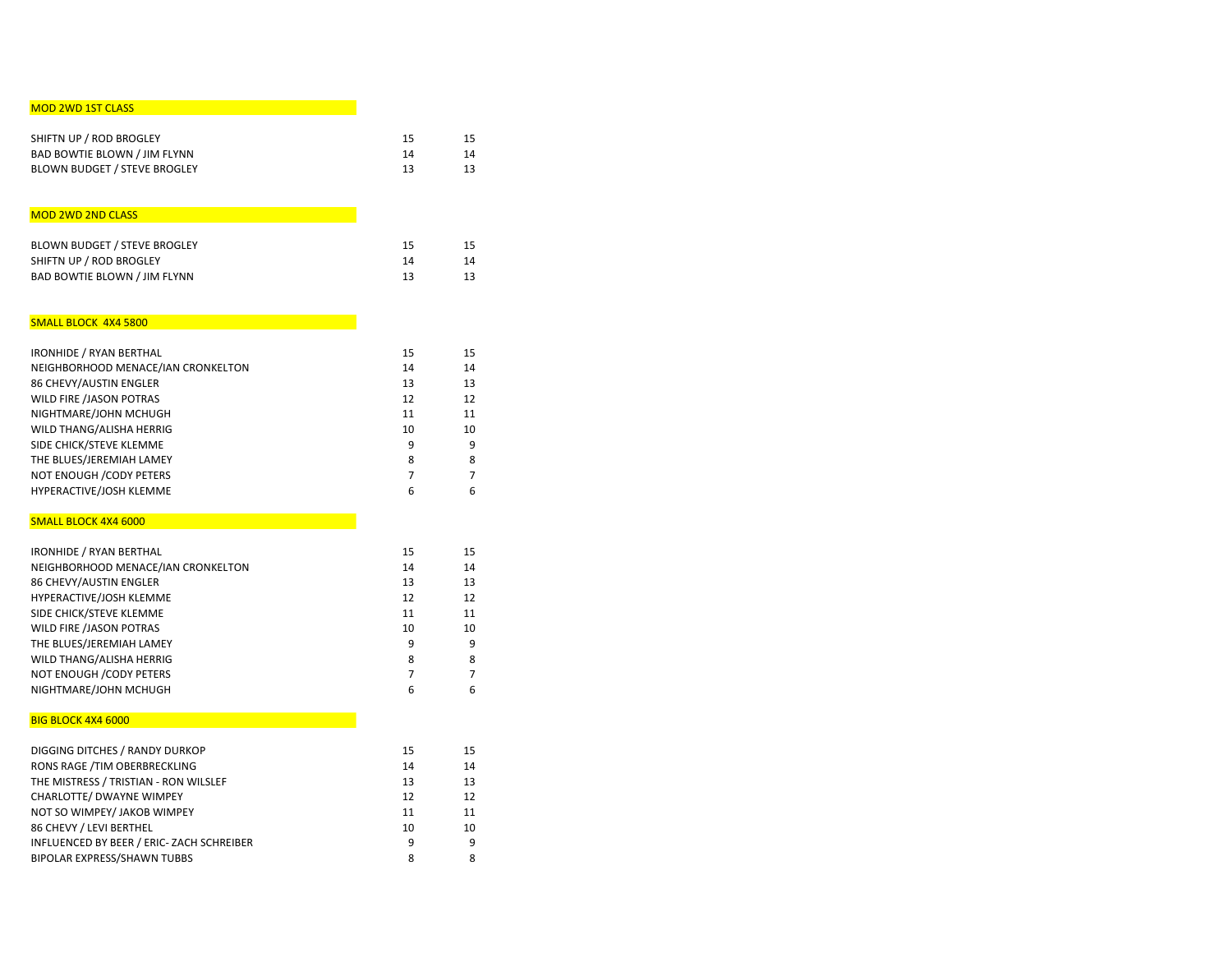## MOD 2WD 1ST CLASS

| | | |
|---|---|---|
| SHIFTN UP / ROD BROGLEY | 15 | 15 |
| BAD BOWTIE BLOWN / JIM FLYNN | 14 | 14 |
| BLOWN BUDGET / STEVE BROGLEY | 13 | 13 |

## MOD 2WD 2ND CLASS

| | | |
|---|---|---|
| BLOWN BUDGET / STEVE BROGLEY | 15 | 15 |
| SHIFTN UP / ROD BROGLEY | 14 | 14 |
| BAD BOWTIE BLOWN / JIM FLYNN | 13 | 13 |

## SMALL BLOCK 4X4 5800

| | | |
|---|---|---|
| IRONHIDE / RYAN BERTHAL | 15 | 15 |
| NEIGHBORHOOD MENACE/IAN CRONKELTON | 14 | 14 |
| 86 CHEVY/AUSTIN ENGLER | 13 | 13 |
| WILD FIRE /JASON POTRAS | 12 | 12 |
| NIGHTMARE/JOHN MCHUGH | 11 | 11 |
| WILD THANG/ALISHA HERRIG | 10 | 10 |
| SIDE CHICK/STEVE KLEMME | 9 | 9 |
| THE BLUES/JEREMIAH LAMEY | 8 | 8 |
| NOT ENOUGH /CODY PETERS | 7 | 7 |
| HYPERACTIVE/JOSH KLEMME | 6 | 6 |

## SMALL BLOCK 4X4 6000

| | | |
|---|---|---|
| IRONHIDE / RYAN BERTHAL | 15 | 15 |
| NEIGHBORHOOD MENACE/IAN CRONKELTON | 14 | 14 |
| 86 CHEVY/AUSTIN ENGLER | 13 | 13 |
| HYPERACTIVE/JOSH KLEMME | 12 | 12 |
| SIDE CHICK/STEVE KLEMME | 11 | 11 |
| WILD FIRE /JASON POTRAS | 10 | 10 |
| THE BLUES/JEREMIAH LAMEY | 9 | 9 |
| WILD THANG/ALISHA HERRIG | 8 | 8 |
| NOT ENOUGH /CODY PETERS | 7 | 7 |
| NIGHTMARE/JOHN MCHUGH | 6 | 6 |

## BIG BLOCK 4X4 6000

| | | |
|---|---|---|
| DIGGING DITCHES / RANDY DURKOP | 15 | 15 |
| RONS RAGE /TIM OBERBRECKLING | 14 | 14 |
| THE MISTRESS / TRISTIAN - RON WILSLEF | 13 | 13 |
| CHARLOTTE/ DWAYNE WIMPEY | 12 | 12 |
| NOT SO WIMPEY/ JAKOB WIMPEY | 11 | 11 |
| 86 CHEVY / LEVI BERTHEL | 10 | 10 |
| INFLUENCED BY BEER / ERIC- ZACH SCHREIBER | 9 | 9 |
| BIPOLAR EXPRESS/SHAWN TUBBS | 8 | 8 |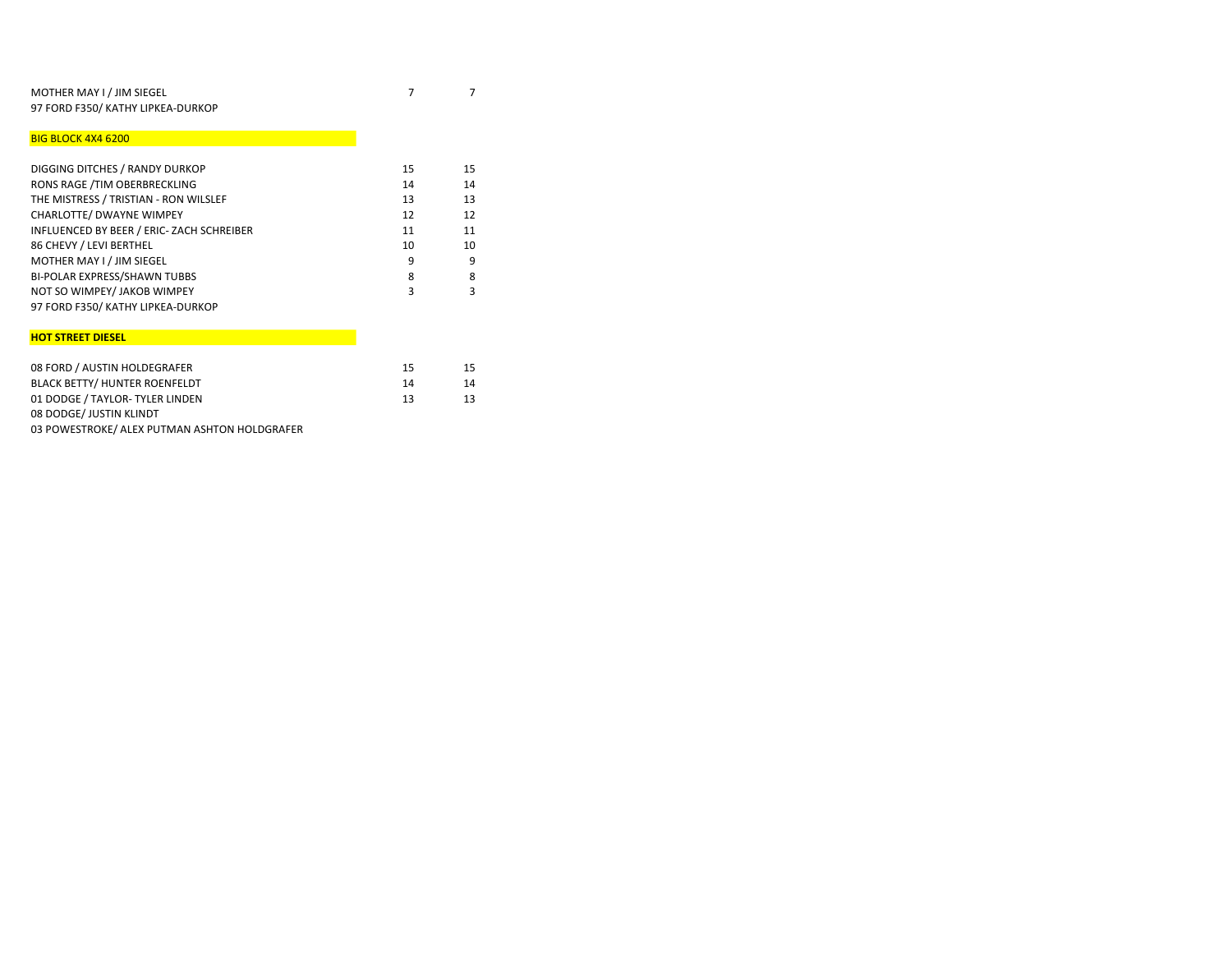| | | |
|---|---|---|
| MOTHER MAY I / JIM SIEGEL | 7 | 7 |
| 97 FORD F350/ KATHY LIPKEA-DURKOP | | |

**BIG BLOCK 4X4 6200**

| | | |
|---|---|---|
| DIGGING DITCHES / RANDY DURKOP | 15 | 15 |
| RONS RAGE /TIM OBERBRECKLING | 14 | 14 |
| THE MISTRESS / TRISTIAN - RON WILSLEF | 13 | 13 |
| CHARLOTTE/ DWAYNE WIMPEY | 12 | 12 |
| INFLUENCED BY BEER / ERIC- ZACH SCHREIBER | 11 | 11 |
| 86 CHEVY / LEVI BERTHEL | 10 | 10 |
| MOTHER MAY I / JIM SIEGEL | 9 | 9 |
| BI-POLAR EXPRESS/SHAWN TUBBS | 8 | 8 |
| NOT SO WIMPEY/ JAKOB WIMPEY | 3 | 3 |
| 97 FORD F350/ KATHY LIPKEA-DURKOP | | |

**HOT STREET DIESEL**

| | | |
|---|---|---|
| 08 FORD / AUSTIN HOLDEGRAFER | 15 | 15 |
| BLACK BETTY/ HUNTER ROENFELDT | 14 | 14 |
| 01 DODGE / TAYLOR- TYLER LINDEN | 13 | 13 |
| 08 DODGE/ JUSTIN KLINDT | | |
| 03 POWESTROKE/ ALEX PUTMAN ASHTON HOLDGRAFER | | |